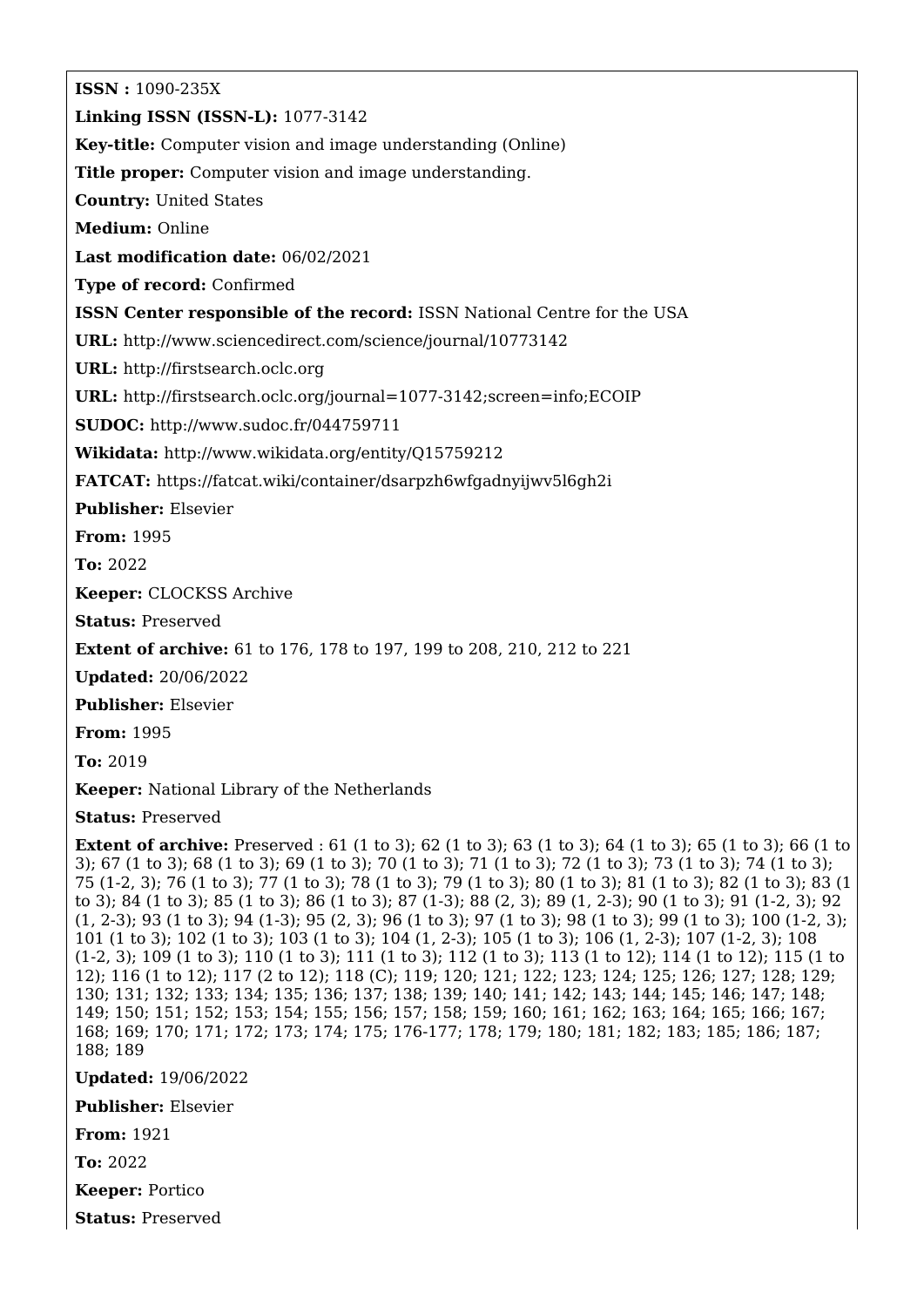**ISSN :** 1090-235X

**Linking ISSN (ISSN-L):** 1077-3142

**Key-title:** Computer vision and image understanding (Online)

**Title proper:** Computer vision and image understanding.

**Country:** United States

**Medium:** Online

**Last modification date:** 06/02/2021

**Type of record:** Confirmed

**ISSN Center responsible of the record:** ISSN National Centre for the USA

**URL:** http://www.sciencedirect.com/science/journal/10773142

**URL:** http://firstsearch.oclc.org

**URL:** http://firstsearch.oclc.org/journal=1077-3142;screen=info;ECOIP

**SUDOC:** http://www.sudoc.fr/044759711

**Wikidata:** http://www.wikidata.org/entity/Q15759212

**FATCAT:** https://fatcat.wiki/container/dsarpzh6wfgadnyijwv5l6gh2i

**Publisher:** Elsevier

**From:** 1995

**To:** 2022

**Keeper:** CLOCKSS Archive

**Status:** Preserved

**Extent of archive:** 61 to 176, 178 to 197, 199 to 208, 210, 212 to 221

**Updated:** 20/06/2022

**Publisher:** Elsevier

**From:** 1995

**To:** 2019

**Keeper:** National Library of the Netherlands

**Status:** Preserved

**Extent of archive:** Preserved : 61 (1 to 3); 62 (1 to 3); 63 (1 to 3); 64 (1 to 3); 65 (1 to 3); 66 (1 to 3); 67 (1 to 3); 68 (1 to 3); 69 (1 to 3); 70 (1 to 3); 71 (1 to 3); 72 (1 to 3); 73 (1 to 3); 74 (1 to 3); 75 (1-2, 3); 76 (1 to 3); 77 (1 to 3); 78 (1 to 3); 79 (1 to 3); 80 (1 to 3); 81 (1 to 3); 82 (1 to 3); 83 (1 to 3); 84 (1 to 3); 85 (1 to 3); 86 (1 to 3); 87 (1-3); 88 (2, 3); 89 (1, 2-3); 90 (1 to 3); 91 (1-2, 3); 92 (1, 2-3); 93 (1 to 3); 94 (1-3); 95 (2, 3); 96 (1 to 3); 97 (1 to 3); 98 (1 to 3); 99 (1 to 3); 100 (1-2, 3); 101 (1 to 3); 102 (1 to 3); 103 (1 to 3); 104 (1, 2-3); 105 (1 to 3); 106 (1, 2-3); 107 (1-2, 3); 108 (1-2, 3); 109 (1 to 3); 110 (1 to 3); 111 (1 to 3); 112 (1 to 3); 113 (1 to 12); 114 (1 to 12); 115 (1 to 12); 116 (1 to 12); 117 (2 to 12); 118 (C); 119; 120; 121; 122; 123; 124; 125; 126; 127; 128; 129; 130; 131; 132; 133; 134; 135; 136; 137; 138; 139; 140; 141; 142; 143; 144; 145; 146; 147; 148; 149; 150; 151; 152; 153; 154; 155; 156; 157; 158; 159; 160; 161; 162; 163; 164; 165; 166; 167; 168; 169; 170; 171; 172; 173; 174; 175; 176-177; 178; 179; 180; 181; 182; 183; 185; 186; 187; 188; 189

**Updated:** 19/06/2022

**Publisher:** Elsevier

**From:** 1921

**To:** 2022

**Keeper:** Portico

**Status:** Preserved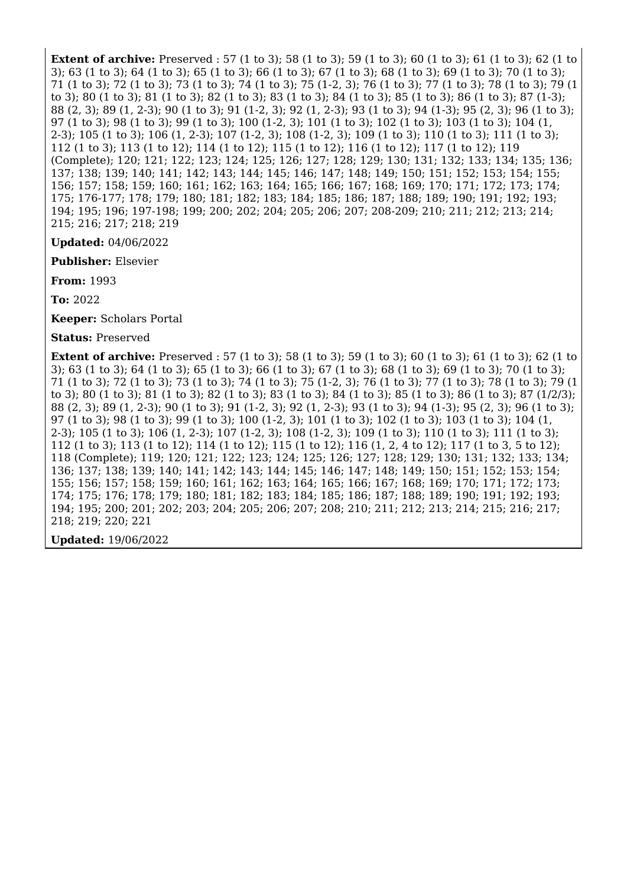**Extent of archive:** Preserved : 57 (1 to 3); 58 (1 to 3); 59 (1 to 3); 60 (1 to 3); 61 (1 to 3); 62 (1 to 3); 63 (1 to 3); 64 (1 to 3); 65 (1 to 3); 66 (1 to 3); 67 (1 to 3); 68 (1 to 3); 69 (1 to 3); 70 (1 to 3); 71 (1 to 3); 72 (1 to 3); 73 (1 to 3); 74 (1 to 3); 75 (1-2, 3); 76 (1 to 3); 77 (1 to 3); 78 (1 to 3); 79 (1 to 3); 80 (1 to 3); 81 (1 to 3); 82 (1 to 3); 83 (1 to 3); 84 (1 to 3); 85 (1 to 3); 86 (1 to 3); 87 (1-3); 88 (2, 3); 89 (1, 2-3); 90 (1 to 3); 91 (1-2, 3); 92 (1, 2-3); 93 (1 to 3); 94 (1-3); 95 (2, 3); 96 (1 to 3); 97 (1 to 3); 98 (1 to 3); 99 (1 to 3); 100 (1-2, 3); 101 (1 to 3); 102 (1 to 3); 103 (1 to 3); 104 (1, 2-3); 105 (1 to 3); 106 (1, 2-3); 107 (1-2, 3); 108 (1-2, 3); 109 (1 to 3); 110 (1 to 3); 111 (1 to 3); 112 (1 to 3); 113 (1 to 12); 114 (1 to 12); 115 (1 to 12); 116 (1 to 12); 117 (1 to 12); 119 (Complete); 120; 121; 122; 123; 124; 125; 126; 127; 128; 129; 130; 131; 132; 133; 134; 135; 136; 137; 138; 139; 140; 141; 142; 143; 144; 145; 146; 147; 148; 149; 150; 151; 152; 153; 154; 155; 156; 157; 158; 159; 160; 161; 162; 163; 164; 165; 166; 167; 168; 169; 170; 171; 172; 173; 174; 175; 176-177; 178; 179; 180; 181; 182; 183; 184; 185; 186; 187; 188; 189; 190; 191; 192; 193; 194; 195; 196; 197-198; 199; 200; 202; 204; 205; 206; 207; 208-209; 210; 211; 212; 213; 214; 215; 216; 217; 218; 219

**Updated:** 04/06/2022

**Publisher:** Elsevier

**From:** 1993

**To:** 2022

**Keeper:** Scholars Portal

**Status:** Preserved

**Extent of archive:** Preserved : 57 (1 to 3); 58 (1 to 3); 59 (1 to 3); 60 (1 to 3); 61 (1 to 3); 62 (1 to 3); 63 (1 to 3); 64 (1 to 3); 65 (1 to 3); 66 (1 to 3); 67 (1 to 3); 68 (1 to 3); 69 (1 to 3); 70 (1 to 3); 71 (1 to 3); 72 (1 to 3); 73 (1 to 3); 74 (1 to 3); 75 (1-2, 3); 76 (1 to 3); 77 (1 to 3); 78 (1 to 3); 79 (1 to 3); 80 (1 to 3); 81 (1 to 3); 82 (1 to 3); 83 (1 to 3); 84 (1 to 3); 85 (1 to 3); 86 (1 to 3); 87 (1/2/3); 88 (2, 3); 89 (1, 2-3); 90 (1 to 3); 91 (1-2, 3); 92 (1, 2-3); 93 (1 to 3); 94 (1-3); 95 (2, 3); 96 (1 to 3); 97 (1 to 3); 98 (1 to 3); 99 (1 to 3); 100 (1-2, 3); 101 (1 to 3); 102 (1 to 3); 103 (1 to 3); 104 (1, 2-3); 105 (1 to 3); 106 (1, 2-3); 107 (1-2, 3); 108 (1-2, 3); 109 (1 to 3); 110 (1 to 3); 111 (1 to 3); 112 (1 to 3); 113 (1 to 12); 114 (1 to 12); 115 (1 to 12); 116 (1, 2, 4 to 12); 117 (1 to 3, 5 to 12); 118 (Complete); 119; 120; 121; 122; 123; 124; 125; 126; 127; 128; 129; 130; 131; 132; 133; 134; 136; 137; 138; 139; 140; 141; 142; 143; 144; 145; 146; 147; 148; 149; 150; 151; 152; 153; 154; 155; 156; 157; 158; 159; 160; 161; 162; 163; 164; 165; 166; 167; 168; 169; 170; 171; 172; 173; 174; 175; 176; 178; 179; 180; 181; 182; 183; 184; 185; 186; 187; 188; 189; 190; 191; 192; 193; 194; 195; 200; 201; 202; 203; 204; 205; 206; 207; 208; 210; 211; 212; 213; 214; 215; 216; 217; 218; 219; 220; 221

**Updated:** 19/06/2022